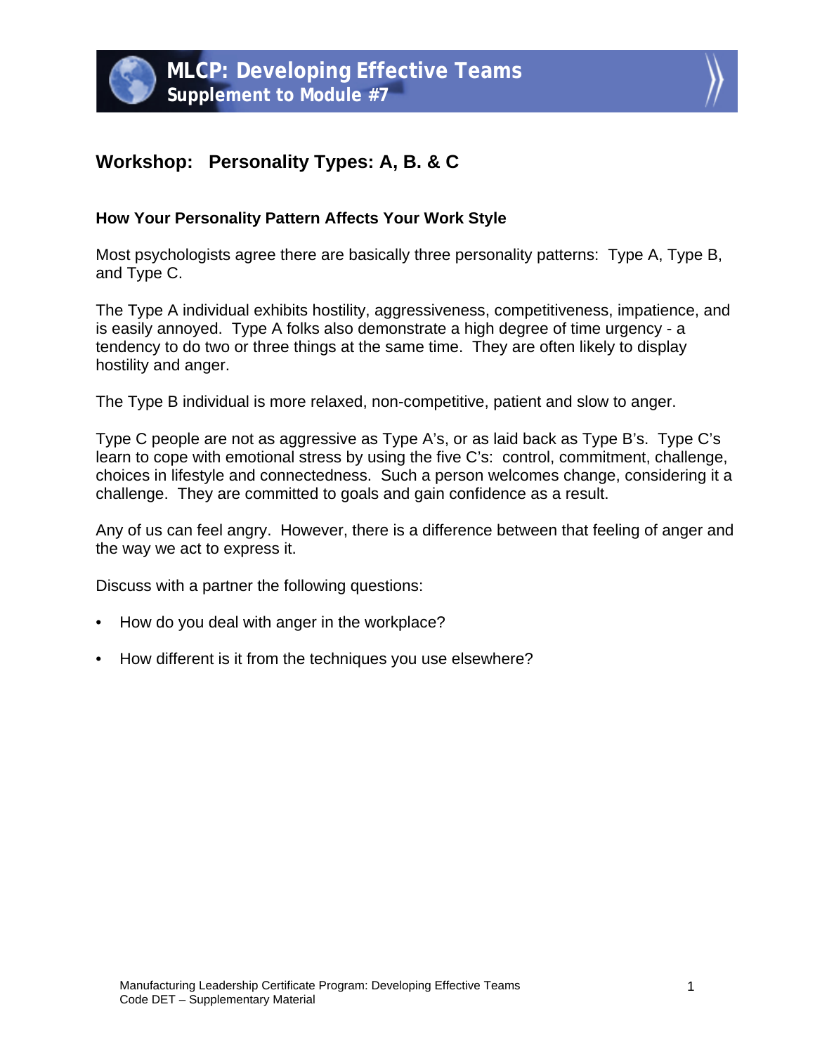# MLCP: Developing Effective Teams
## Supplement to Module #7

## Workshop: Personality Types: A, B. & C

### How Your Personality Pattern Affects Your Work Style

Most psychologists agree there are basically three personality patterns: Type A, Type B, and Type C.

The Type A individual exhibits hostility, aggressiveness, competitiveness, impatience, and is easily annoyed. Type A folks also demonstrate a high degree of time urgency - a tendency to do two or three things at the same time. They are often likely to display hostility and anger.

The Type B individual is more relaxed, non-competitive, patient and slow to anger.

Type C people are not as aggressive as Type A's, or as laid back as Type B's. Type C's learn to cope with emotional stress by using the five C's: control, commitment, challenge, choices in lifestyle and connectedness. Such a person welcomes change, considering it a challenge. They are committed to goals and gain confidence as a result.

Any of us can feel angry. However, there is a difference between that feeling of anger and the way we act to express it.

Discuss with a partner the following questions:

- How do you deal with anger in the workplace?
- How different is it from the techniques you use elsewhere?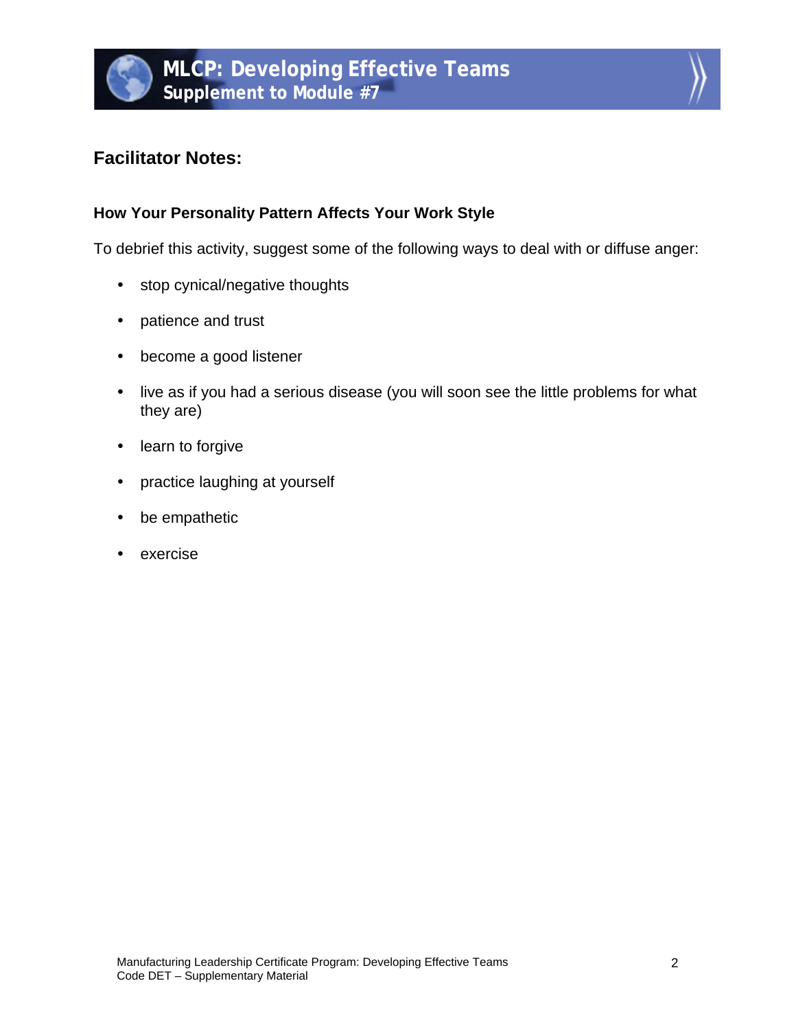## Facilitator Notes:

### How Your Personality Pattern Affects Your Work Style

To debrief this activity, suggest some of the following ways to deal with or diffuse anger:

- stop cynical/negative thoughts
- patience and trust
- become a good listener
- live as if you had a serious disease (you will soon see the little problems for what they are)
- learn to forgive
- practice laughing at yourself
- be empathetic
- exercise